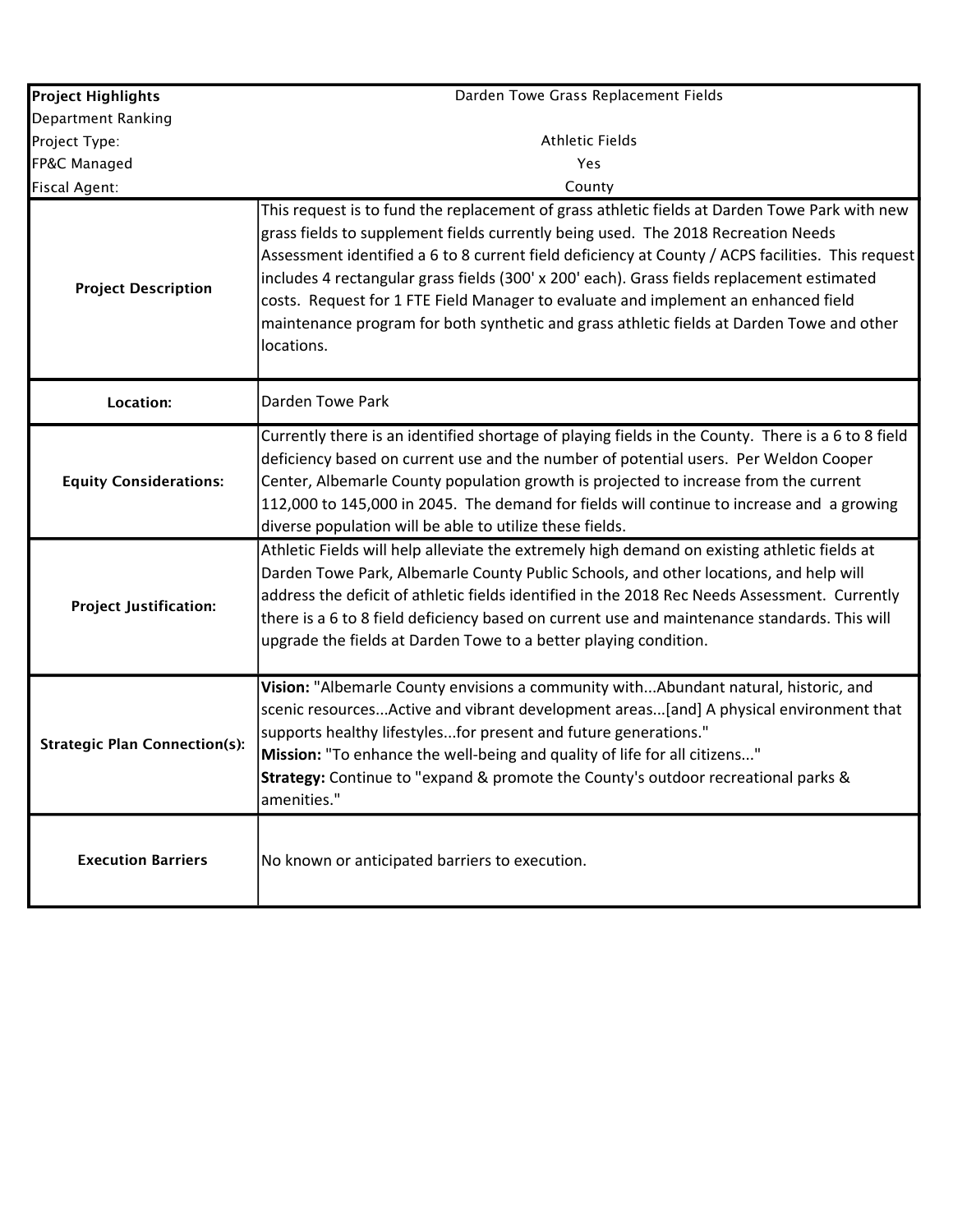| **Project Highlights** | Darden Towe Grass Replacement Fields |
|---|---|
| Department Ranking | |
| Project Type: | Athletic Fields |
| FP&C Managed | Yes |
| Fiscal Agent: | County |
| **Project Description** | This request is to fund the replacement of grass athletic fields at Darden Towe Park with new grass fields to supplement fields currently being used. The 2018 Recreation Needs Assessment identified a 6 to 8 current field deficiency at County / ACPS facilities. This request includes 4 rectangular grass fields (300' x 200' each). Grass fields replacement estimated costs. Request for 1 FTE Field Manager to evaluate and implement an enhanced field maintenance program for both synthetic and grass athletic fields at Darden Towe and other locations. |
| **Location:** | Darden Towe Park |
| **Equity Considerations:** | Currently there is an identified shortage of playing fields in the County. There is a 6 to 8 field deficiency based on current use and the number of potential users. Per Weldon Cooper Center, Albemarle County population growth is projected to increase from the current 112,000 to 145,000 in 2045. The demand for fields will continue to increase and a growing diverse population will be able to utilize these fields. |
| **Project Justification:** | Athletic Fields will help alleviate the extremely high demand on existing athletic fields at Darden Towe Park, Albemarle County Public Schools, and other locations, and help will address the deficit of athletic fields identified in the 2018 Rec Needs Assessment. Currently there is a 6 to 8 field deficiency based on current use and maintenance standards. This will upgrade the fields at Darden Towe to a better playing condition. |
| **Strategic Plan Connection(s):** | **Vision:** "Albemarle County envisions a community with...Abundant natural, historic, and scenic resources...Active and vibrant development areas...[and] A physical environment that supports healthy lifestyles...for present and future generations." **Mission:** "To enhance the well-being and quality of life for all citizens..." **Strategy:** Continue to "expand & promote the County's outdoor recreational parks & amenities." |
| **Execution Barriers** | No known or anticipated barriers to execution. |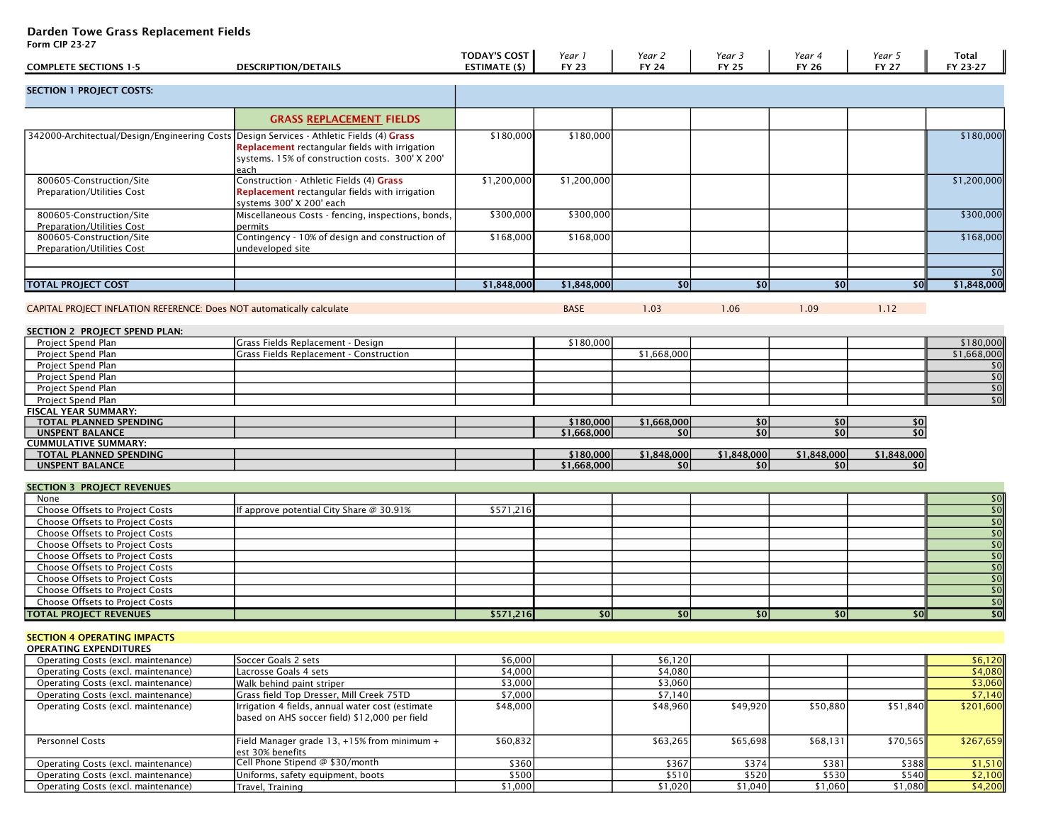# Darden Towe Grass Replacement Fields

**Form CIP 23-27**

| COMPLETE SECTIONS 1-5 | DESCRIPTION/DETAILS | TODAY'S COST ESTIMATE ($) | Year 1 FY 23 | Year 2 FY 24 | Year 3 FY 25 | Year 4 FY 26 | Year 5 FY 27 | Total FY 23-27 |
|---|---|---|---|---|---|---|---|---|
| **SECTION 1 PROJECT COSTS:** | | | | | | | | |
| | **GRASS REPLACEMENT FIELDS** | | | | | | | |
| 342000-Architectual/Design/Engineering Costs | Design Services - Athletic Fields (4) **Grass Replacement** rectangular fields with irrigation systems. 15% of construction costs. 300' X 200' each | $180,000 | $180,000 | | | | | $180,000 |
| 800605-Construction/Site Preparation/Utilities Cost | Construction - Athletic Fields (4) **Grass Replacement** rectangular fields with irrigation systems 300' X 200' each | $1,200,000 | $1,200,000 | | | | | $1,200,000 |
| 800605-Construction/Site Preparation/Utilities Cost | Miscellaneous Costs - fencing, inspections, bonds, permits | $300,000 | $300,000 | | | | | $300,000 |
| 800605-Construction/Site Preparation/Utilities Cost | Contingency - 10% of design and construction of undeveloped site | $168,000 | $168,000 | | | | | $168,000 |
| | | | | | | | | $0 |
| **TOTAL PROJECT COST** | | **$1,848,000** | **$1,848,000** | **$0** | **$0** | **$0** | **$0** | **$1,848,000** |
| CAPITAL PROJECT INFLATION REFERENCE: Does NOT automatically calculate | | | BASE | 1.03 | 1.06 | 1.09 | 1.12 | |
| **SECTION 2 PROJECT SPEND PLAN:** | | | | | | | | |
| Project Spend Plan | Grass Fields Replacement - Design | | $180,000 | | | | | $180,000 |
| Project Spend Plan | Grass Fields Replacement - Construction | | | $1,668,000 | | | | $1,668,000 |
| Project Spend Plan | | | | | | | | $0 |
| Project Spend Plan | | | | | | | | $0 |
| Project Spend Plan | | | | | | | | $0 |
| Project Spend Plan | | | | | | | | $0 |
| **FISCAL YEAR SUMMARY:** | | | | | | | | |
| **TOTAL PLANNED SPENDING** | | | **$180,000** | **$1,668,000** | **$0** | **$0** | **$0** | |
| **UNSPENT BALANCE** | | | **$1,668,000** | **$0** | **$0** | **$0** | **$0** | |
| **CUMMULATIVE SUMMARY:** | | | | | | | | |
| **TOTAL PLANNED SPENDING** | | | **$180,000** | **$1,848,000** | **$1,848,000** | **$1,848,000** | **$1,848,000** | |
| **UNSPENT BALANCE** | | | **$1,668,000** | **$0** | **$0** | **$0** | **$0** | |
| **SECTION 3 PROJECT REVENUES** | | | | | | | | |
| None | | | | | | | | $0 |
| Choose Offsets to Project Costs | If approve potential City Share @ 30.91% | $571,216 | | | | | | $0 |
| Choose Offsets to Project Costs | | | | | | | | $0 |
| Choose Offsets to Project Costs | | | | | | | | $0 |
| Choose Offsets to Project Costs | | | | | | | | $0 |
| Choose Offsets to Project Costs | | | | | | | | $0 |
| Choose Offsets to Project Costs | | | | | | | | $0 |
| Choose Offsets to Project Costs | | | | | | | | $0 |
| Choose Offsets to Project Costs | | | | | | | | $0 |
| Choose Offsets to Project Costs | | | | | | | | $0 |
| **TOTAL PROJECT REVENUES** | | **$571,216** | **$0** | **$0** | **$0** | **$0** | **$0** | **$0** |
| **SECTION 4 OPERATING IMPACTS** | | | | | | | | |
| **OPERATING EXPENDITURES** | | | | | | | | |
| Operating Costs (excl. maintenance) | Soccer Goals 2 sets | $6,000 | | $6,120 | | | | $6,120 |
| Operating Costs (excl. maintenance) | Lacrosse Goals 4 sets | $4,000 | | $4,080 | | | | $4,080 |
| Operating Costs (excl. maintenance) | Walk behind paint striper | $3,000 | | $3,060 | | | | $3,060 |
| Operating Costs (excl. maintenance) | Grass field Top Dresser, Mill Creek 75TD | $7,000 | | $7,140 | | | | $7,140 |
| Operating Costs (excl. maintenance) | Irrigation 4 fields, annual water cost (estimate based on AHS soccer field) $12,000 per field | $48,000 | | $48,960 | $49,920 | $50,880 | $51,840 | $201,600 |
| Personnel Costs | Field Manager grade 13, +15% from minimum + est 30% benefits | $60,832 | | $63,265 | $65,698 | $68,131 | $70,565 | $267,659 |
| Operating Costs (excl. maintenance) | Cell Phone Stipend @ $30/month | $360 | | $367 | $374 | $381 | $388 | $1,510 |
| Operating Costs (excl. maintenance) | Uniforms, safety equipment, boots | $500 | | $510 | $520 | $530 | $540 | $2,100 |
| Operating Costs (excl. maintenance) | Travel, Training | $1,000 | | $1,020 | $1,040 | $1,060 | $1,080 | $4,200 |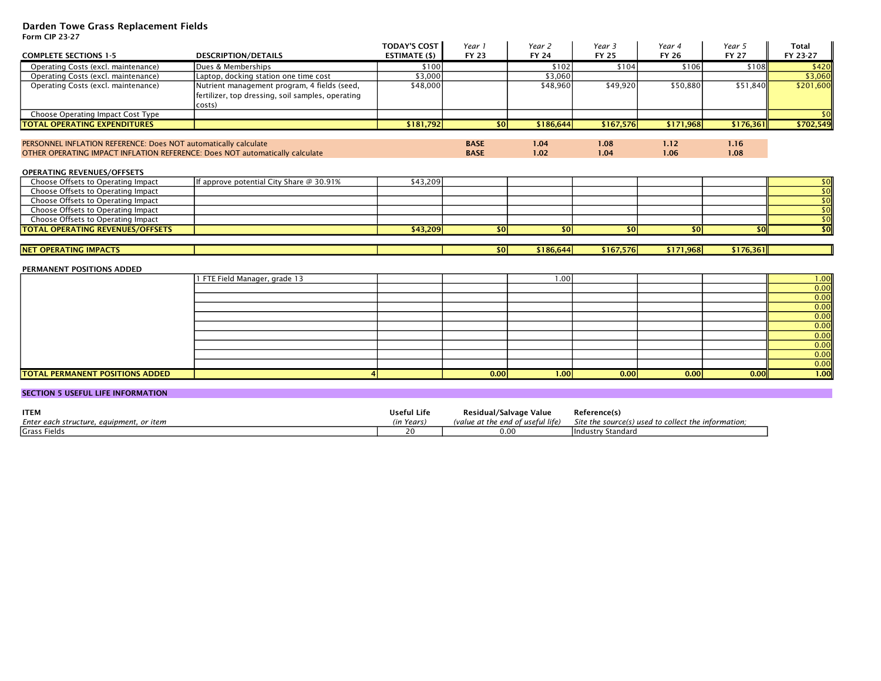**Darden Towe Grass Replacement Fields**
**Form CIP 23-27**

| COMPLETE SECTIONS 1-5 | DESCRIPTION/DETAILS | TODAY'S COST ESTIMATE ($) | *Year 1* FY 23 | *Year 2* FY 24 | *Year 3* FY 25 | *Year 4* FY 26 | *Year 5* FY 27 | Total FY 23-27 |
|---|---|---|---|---|---|---|---|---|
| Operating Costs (excl. maintenance) | Dues & Memberships | $100 | | $102 | $104 | $106 | $108 | $420 |
| Operating Costs (excl. maintenance) | Laptop, docking station one time cost | $3,000 | | $3,060 | | | | $3,060 |
| Operating Costs (excl. maintenance) | Nutrient management program, 4 fields (seed, fertilizer, top dressing, soil samples, operating costs) | $48,000 | | $48,960 | $49,920 | $50,880 | $51,840 | $201,600 |
| Choose Operating Impact Cost Type | | | | | | | | $0 |
| **TOTAL OPERATING EXPENDITURES** | | **$181,792** | **$0** | **$186,644** | **$167,576** | **$171,968** | **$176,361** | **$702,549** |

| | | | | | |
|---|---|---|---|---|---|
| PERSONNEL INFLATION REFERENCE: Does NOT automatically calculate | **BASE** | **1.04** | **1.08** | **1.12** | **1.16** |
| OTHER OPERATING IMPACT INFLATION REFERENCE: Does NOT automatically calculate | **BASE** | **1.02** | **1.04** | **1.06** | **1.08** |

**OPERATING REVENUES/OFFSETS**

| | | | | | | | | |
|---|---|---|---|---|---|---|---|---|
| Choose Offsets to Operating Impact | If approve potential City Share @ 30.91% | $43,209 | | | | | | $0 |
| Choose Offsets to Operating Impact | | | | | | | | $0 |
| Choose Offsets to Operating Impact | | | | | | | | $0 |
| Choose Offsets to Operating Impact | | | | | | | | $0 |
| Choose Offsets to Operating Impact | | | | | | | | $0 |
| **TOTAL OPERATING REVENUES/OFFSETS** | | **$43,209** | **$0** | **$0** | **$0** | **$0** | **$0** | **$0** |

| | | | | | | | | |
|---|---|---|---|---|---|---|---|---|
| **NET OPERATING IMPACTS** | | | **$0** | **$186,644** | **$167,576** | **$171,968** | **$176,361** | |

**PERMANENT POSITIONS ADDED**

| | | | | | | | | |
|---|---|---|---|---|---|---|---|---|
| | 1 FTE Field Manager, grade 13 | | | 1.00 | | | | 1.00 |
| | | | | | | | | 0.00 |
| | | | | | | | | 0.00 |
| | | | | | | | | 0.00 |
| | | | | | | | | 0.00 |
| | | | | | | | | 0.00 |
| | | | | | | | | 0.00 |
| | | | | | | | | 0.00 |
| | | | | | | | | 0.00 |
| | | | | | | | | 0.00 |
| **TOTAL PERMANENT POSITIONS ADDED** | 4 | | **0.00** | **1.00** | **0.00** | **0.00** | **0.00** | **1.00** |

**SECTION 5 USEFUL LIFE INFORMATION**

| ITEM<br>*Enter each structure, equipment, or item* | Useful Life<br>*(in Years)* | Residual/Salvage Value<br>*(value at the end of useful life)* | Reference(s)<br>*Site the source(s) used to collect the information;* |
|---|---|---|---|
| Grass Fields | 20 | 0.00 | Industry Standard |